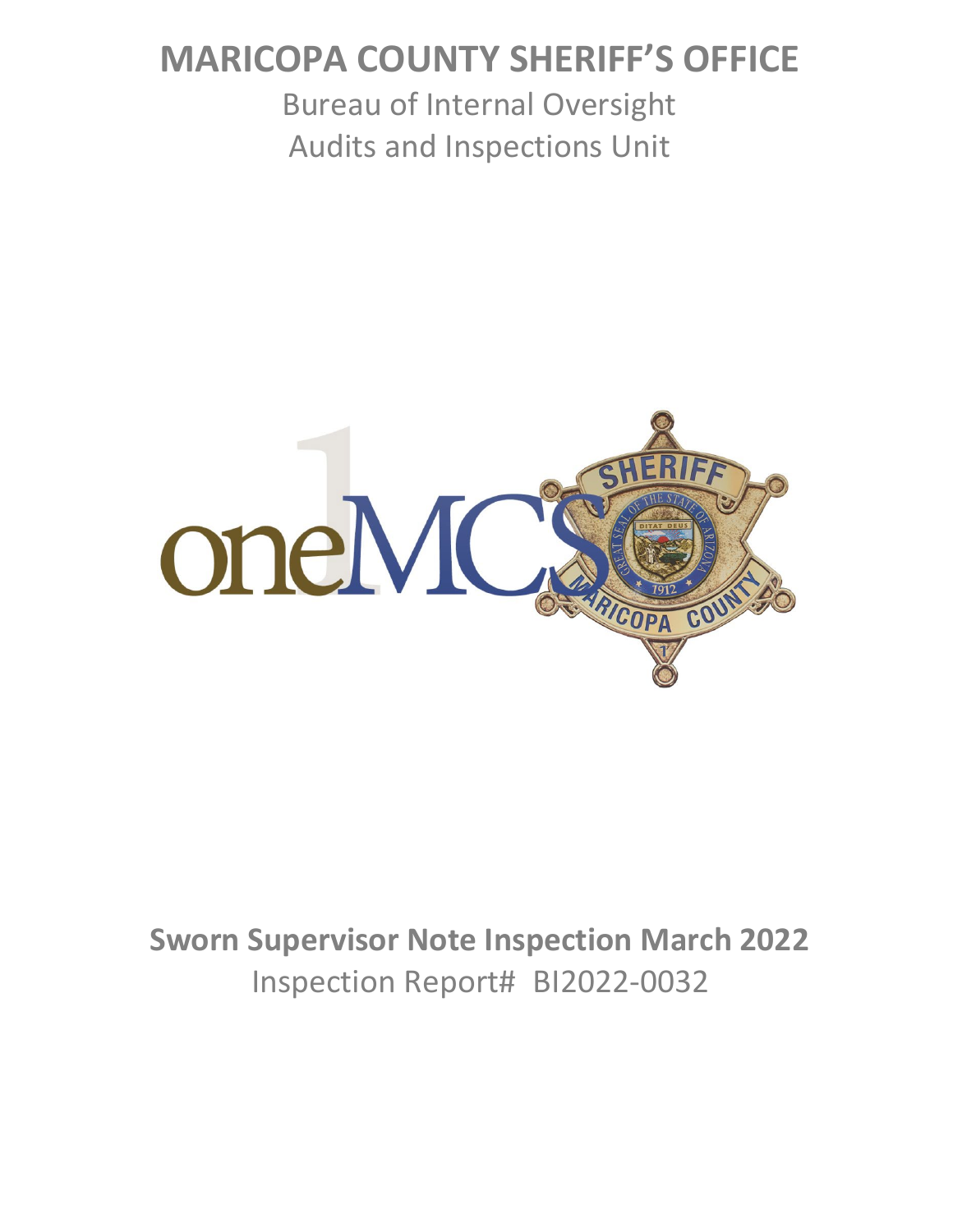# MARICOPA COUNTY SHERIFF'S OFFICE

Bureau of Internal Oversight
Audits and Inspections Unit

**Sworn Supervisor Note Inspection March 2022**
Inspection Report# BI2022-0032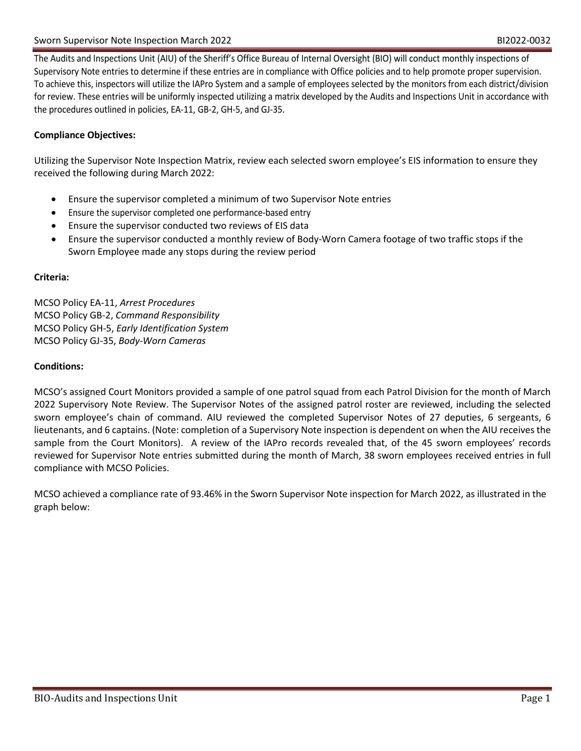The Audits and Inspections Unit (AIU) of the Sheriff's Office Bureau of Internal Oversight (BIO) will conduct monthly inspections of Supervisory Note entries to determine if these entries are in compliance with Office policies and to help promote proper supervision. To achieve this, inspectors will utilize the IAPro System and a sample of employees selected by the monitors from each district/division for review. These entries will be uniformly inspected utilizing a matrix developed by the Audits and Inspections Unit in accordance with the procedures outlined in policies, EA-11, GB-2, GH-5, and GJ-35.

**Compliance Objectives:**

Utilizing the Supervisor Note Inspection Matrix, review each selected sworn employee's EIS information to ensure they received the following during March 2022:

- Ensure the supervisor completed a minimum of two Supervisor Note entries
- Ensure the supervisor completed one performance-based entry
- Ensure the supervisor conducted two reviews of EIS data
- Ensure the supervisor conducted a monthly review of Body-Worn Camera footage of two traffic stops if the Sworn Employee made any stops during the review period

**Criteria:**

MCSO Policy EA-11, *Arrest Procedures*
MCSO Policy GB-2, *Command Responsibility*
MCSO Policy GH-5, *Early Identification System*
MCSO Policy GJ-35, *Body-Worn Cameras*

**Conditions:**

MCSO's assigned Court Monitors provided a sample of one patrol squad from each Patrol Division for the month of March 2022 Supervisory Note Review. The Supervisor Notes of the assigned patrol roster are reviewed, including the selected sworn employee's chain of command. AIU reviewed the completed Supervisor Notes of 27 deputies, 6 sergeants, 6 lieutenants, and 6 captains. (Note: completion of a Supervisory Note inspection is dependent on when the AIU receives the sample from the Court Monitors). A review of the IAPro records revealed that, of the 45 sworn employees' records reviewed for Supervisor Note entries submitted during the month of March, 38 sworn employees received entries in full compliance with MCSO Policies.

MCSO achieved a compliance rate of 93.46% in the Sworn Supervisor Note inspection for March 2022, as illustrated in the graph below: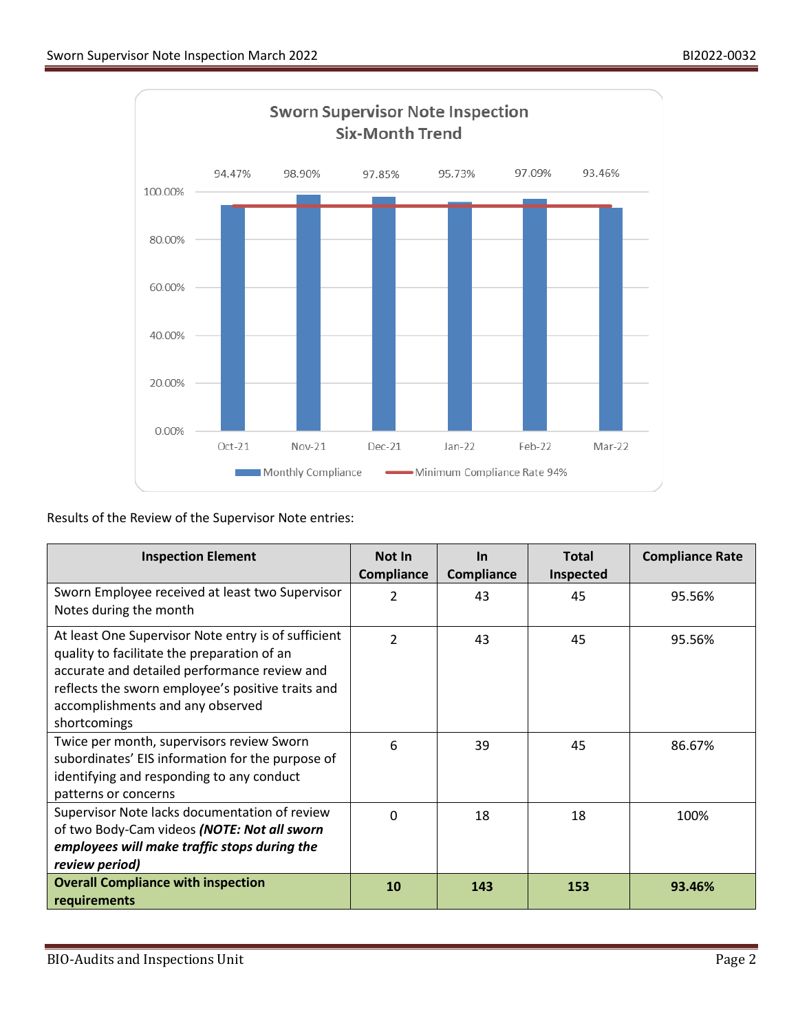**Sworn Supervisor Note Inspection**
**Six-Month Trend**

| Month | Monthly Compliance | Minimum Compliance Rate 94% |
|---|---|---|
| Oct-21 | 94.47% | 94% |
| Nov-21 | 98.90% | 94% |
| Dec-21 | 97.85% | 94% |
| Jan-22 | 95.73% | 94% |
| Feb-22 | 97.09% | 94% |
| Mar-22 | 93.46% | 94% |

Results of the Review of the Supervisor Note entries:

| Inspection Element | Not In Compliance | In Compliance | Total Inspected | Compliance Rate |
|---|---|---|---|---|
| Sworn Employee received at least two Supervisor Notes during the month | 2 | 43 | 45 | 95.56% |
| At least One Supervisor Note entry is of sufficient quality to facilitate the preparation of an accurate and detailed performance review and reflects the sworn employee's positive traits and accomplishments and any observed shortcomings | 2 | 43 | 45 | 95.56% |
| Twice per month, supervisors review Sworn subordinates' EIS information for the purpose of identifying and responding to any conduct patterns or concerns | 6 | 39 | 45 | 86.67% |
| Supervisor Note lacks documentation of review of two Body-Cam videos ***(NOTE: Not all sworn employees will make traffic stops during the review period)*** | 0 | 18 | 18 | 100% |
| **Overall Compliance with inspection requirements** | **10** | **143** | **153** | **93.46%** |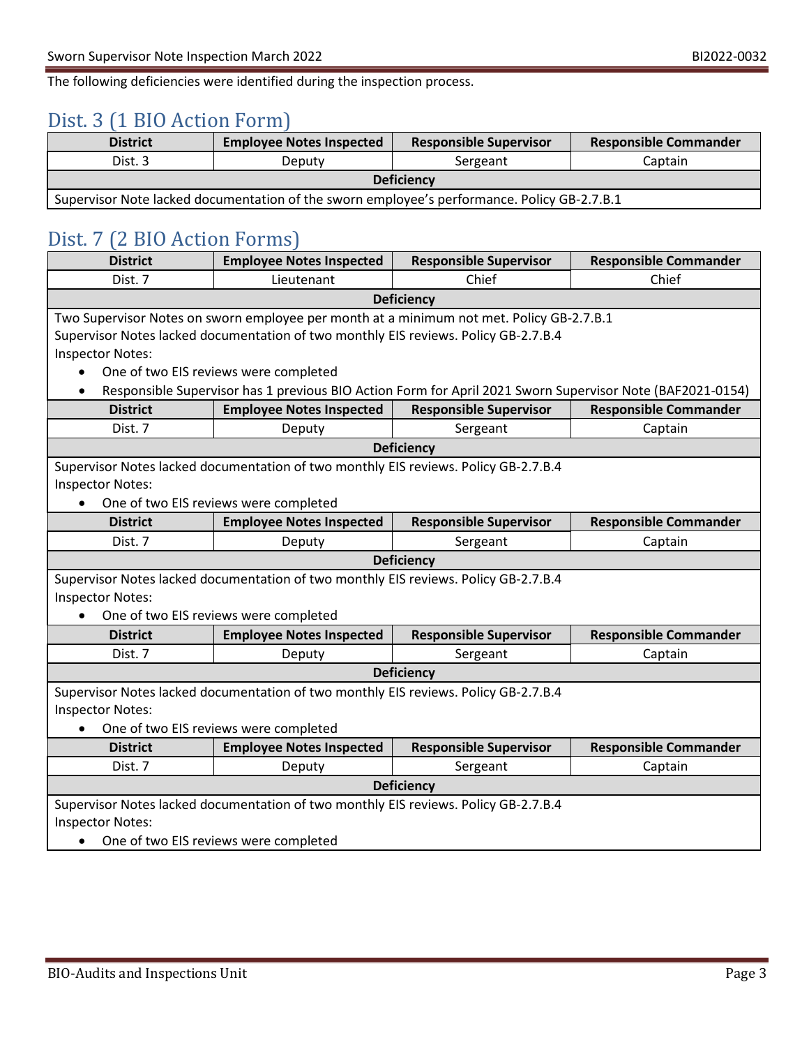The following deficiencies were identified during the inspection process.

## Dist. 3 (1 BIO Action Form)

| District | Employee Notes Inspected | Responsible Supervisor | Responsible Commander |
|---|---|---|---|
| Dist. 3 | Deputy | Sergeant | Captain |
| **Deficiency** | | | |
| Supervisor Note lacked documentation of the sworn employee's performance. Policy GB-2.7.B.1 | | | |

## Dist. 7 (2 BIO Action Forms)

| District | Employee Notes Inspected | Responsible Supervisor | Responsible Commander |
|---|---|---|---|
| Dist. 7 | Lieutenant | Chief | Chief |
| **Deficiency** | | | |
| Two Supervisor Notes on sworn employee per month at a minimum not met. Policy GB-2.7.B.1<br>Supervisor Notes lacked documentation of two monthly EIS reviews. Policy GB-2.7.B.4<br>Inspector Notes:<br>• One of two EIS reviews were completed<br>• Responsible Supervisor has 1 previous BIO Action Form for April 2021 Sworn Supervisor Note (BAF2021-0154) | | | |
| **District** | **Employee Notes Inspected** | **Responsible Supervisor** | **Responsible Commander** |
| Dist. 7 | Deputy | Sergeant | Captain |
| **Deficiency** | | | |
| Supervisor Notes lacked documentation of two monthly EIS reviews. Policy GB-2.7.B.4<br>Inspector Notes:<br>• One of two EIS reviews were completed | | | |
| **District** | **Employee Notes Inspected** | **Responsible Supervisor** | **Responsible Commander** |
| Dist. 7 | Deputy | Sergeant | Captain |
| **Deficiency** | | | |
| Supervisor Notes lacked documentation of two monthly EIS reviews. Policy GB-2.7.B.4<br>Inspector Notes:<br>• One of two EIS reviews were completed | | | |
| **District** | **Employee Notes Inspected** | **Responsible Supervisor** | **Responsible Commander** |
| Dist. 7 | Deputy | Sergeant | Captain |
| **Deficiency** | | | |
| Supervisor Notes lacked documentation of two monthly EIS reviews. Policy GB-2.7.B.4<br>Inspector Notes:<br>• One of two EIS reviews were completed | | | |
| **District** | **Employee Notes Inspected** | **Responsible Supervisor** | **Responsible Commander** |
| Dist. 7 | Deputy | Sergeant | Captain |
| **Deficiency** | | | |
| Supervisor Notes lacked documentation of two monthly EIS reviews. Policy GB-2.7.B.4<br>Inspector Notes:<br>• One of two EIS reviews were completed | | | |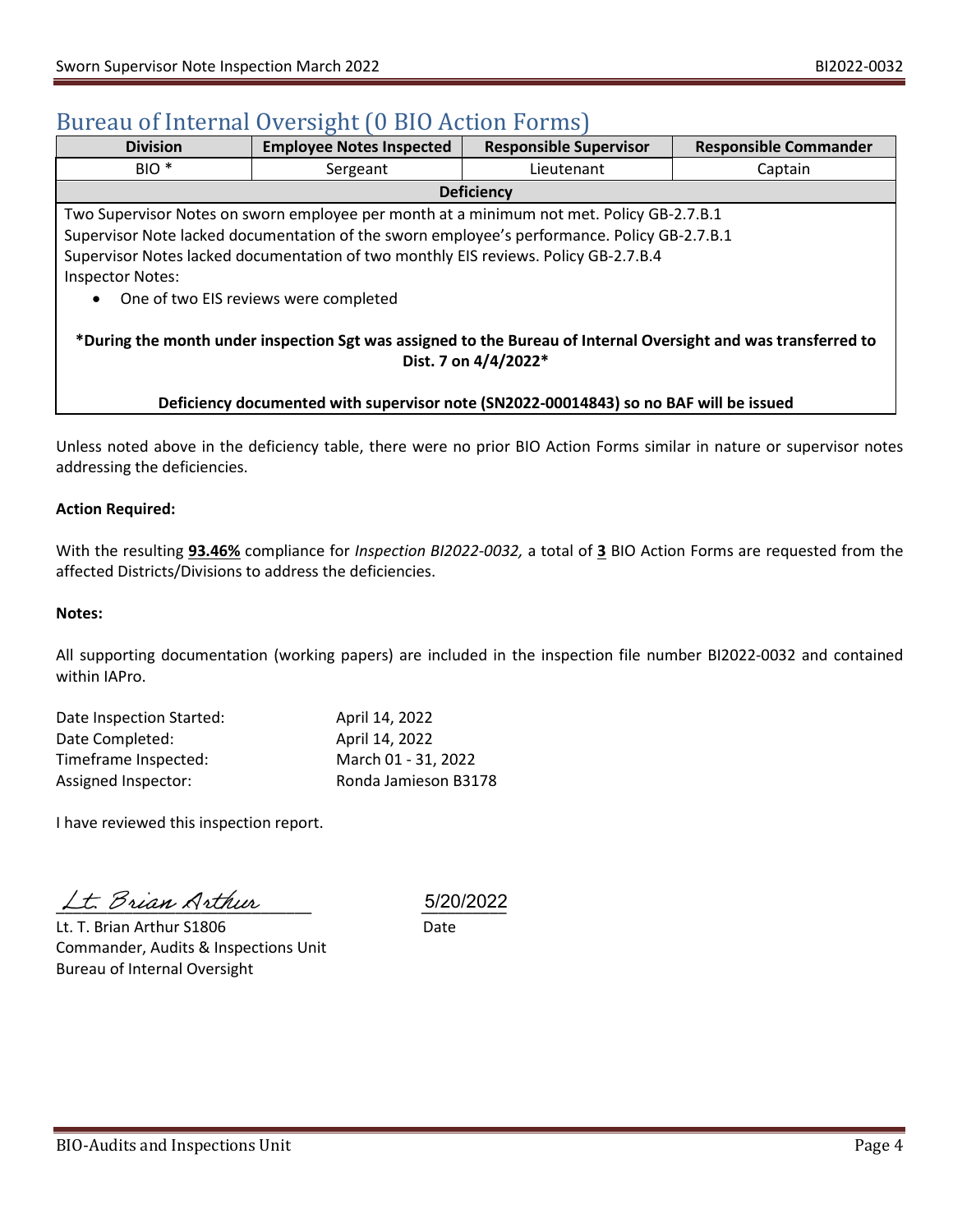## Bureau of Internal Oversight (0 BIO Action Forms)

| Division | Employee Notes Inspected | Responsible Supervisor | Responsible Commander |
|---|---|---|---|
| BIO * | Sergeant | Lieutenant | Captain |

**Deficiency**

Two Supervisor Notes on sworn employee per month at a minimum not met. Policy GB-2.7.B.1
Supervisor Note lacked documentation of the sworn employee's performance. Policy GB-2.7.B.1
Supervisor Notes lacked documentation of two monthly EIS reviews. Policy GB-2.7.B.4
Inspector Notes:

- One of two EIS reviews were completed

**\*During the month under inspection Sgt was assigned to the Bureau of Internal Oversight and was transferred to Dist. 7 on 4/4/2022\***

**Deficiency documented with supervisor note (SN2022-00014843) so no BAF will be issued**

Unless noted above in the deficiency table, there were no prior BIO Action Forms similar in nature or supervisor notes addressing the deficiencies.

**Action Required:**

With the resulting **93.46%** compliance for *Inspection BI2022-0032,* a total of **3** BIO Action Forms are requested from the affected Districts/Divisions to address the deficiencies.

**Notes:**

All supporting documentation (working papers) are included in the inspection file number BI2022-0032 and contained within IAPro.

Date Inspection Started: April 14, 2022
Date Completed: April 14, 2022
Timeframe Inspected: March 01 - 31, 2022
Assigned Inspector: Ronda Jamieson B3178

I have reviewed this inspection report.

Lt. Brian Arthur — 5/20/2022

Lt. T. Brian Arthur S1806 — Date
Commander, Audits & Inspections Unit
Bureau of Internal Oversight